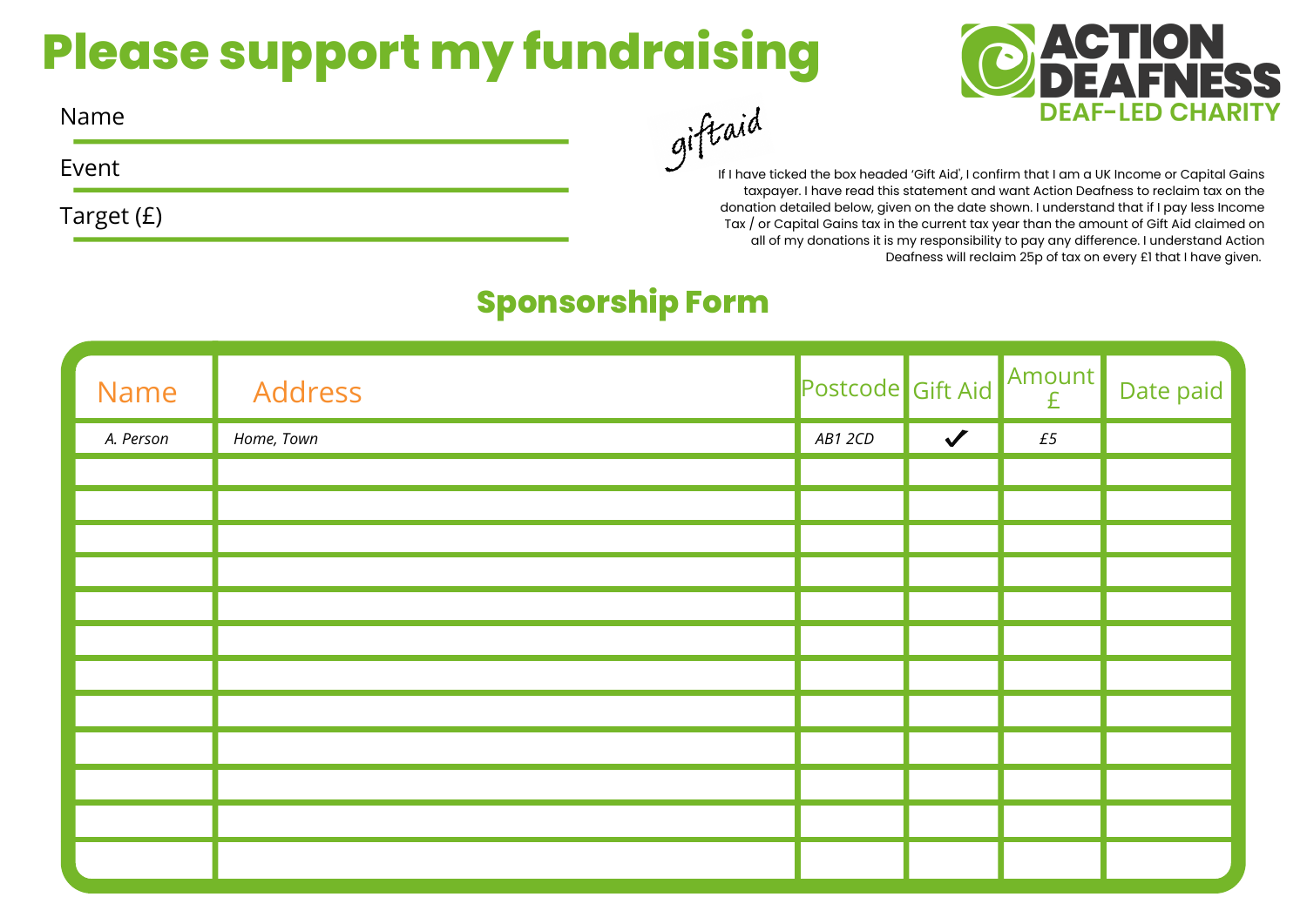# Please support my fundraising

**ACTION DEAFNESS**
DEAF-LED CHARITY

Name ____________________

Event ____________________

Target (£) ____________________

giftaid

If I have ticked the box headed 'Gift Aid', I confirm that I am a UK Income or Capital Gains taxpayer. I have read this statement and want Action Deafness to reclaim tax on the donation detailed below, given on the date shown. I understand that if I pay less Income Tax / or Capital Gains tax in the current tax year than the amount of Gift Aid claimed on all of my donations it is my responsibility to pay any difference. I understand Action Deafness will reclaim 25p of tax on every £1 that I have given.

## Sponsorship Form

| Name | Address | Postcode | Gift Aid | Amount £ | Date paid |
|---|---|---|---|---|---|
| *A. Person* | *Home, Town* | *AB1 2CD* | ✓ | *£5* | |
| | | | | | |
| | | | | | |
| | | | | | |
| | | | | | |
| | | | | | |
| | | | | | |
| | | | | | |
| | | | | | |
| | | | | | |
| | | | | | |
| | | | | | |
| | | | | | |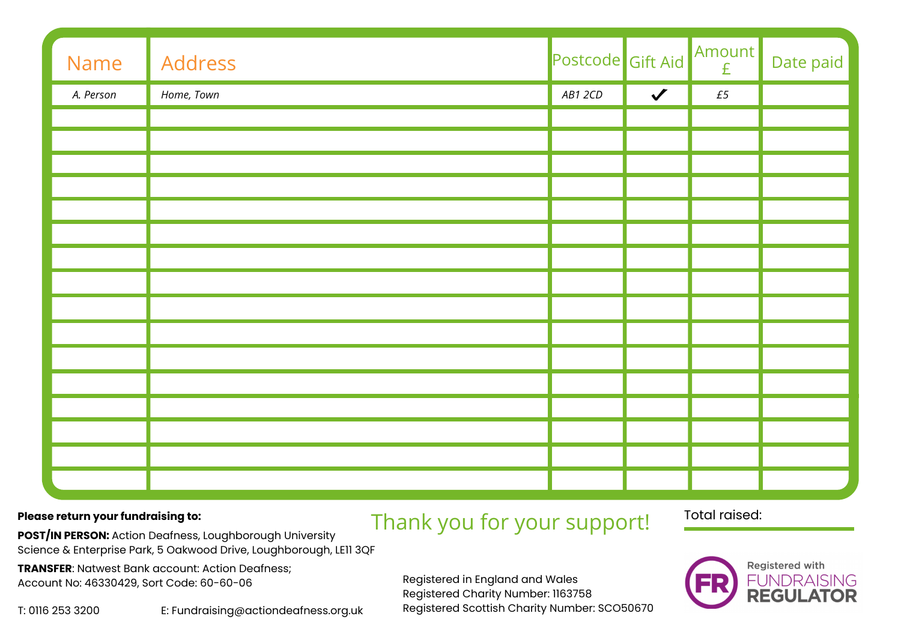| Name | Address | Postcode | Gift Aid | Amount £ | Date paid |
|---|---|---|---|---|---|
| *A. Person* | *Home, Town* | *AB1 2CD* | ✔ | *£5* | |
| | | | | | |
| | | | | | |
| | | | | | |
| | | | | | |
| | | | | | |
| | | | | | |
| | | | | | |
| | | | | | |
| | | | | | |
| | | | | | |
| | | | | | |
| | | | | | |
| | | | | | |
| | | | | | |
| | | | | | |
| | | | | | |

**Please return your fundraising to:**

**POST/IN PERSON:** Action Deafness, Loughborough University Science & Enterprise Park, 5 Oakwood Drive, Loughborough, LE11 3QF

**TRANSFER**: Natwest Bank account: Action Deafness; Account No: 46330429, Sort Code: 60-60-06

T: 0116 253 3200

E: Fundraising@actiondeafness.org.uk

Thank you for your support!

Registered in England and Wales
Registered Charity Number: 1163758
Registered Scottish Charity Number: SCO50670

Total raised:

Registered with FUNDRAISING REGULATOR